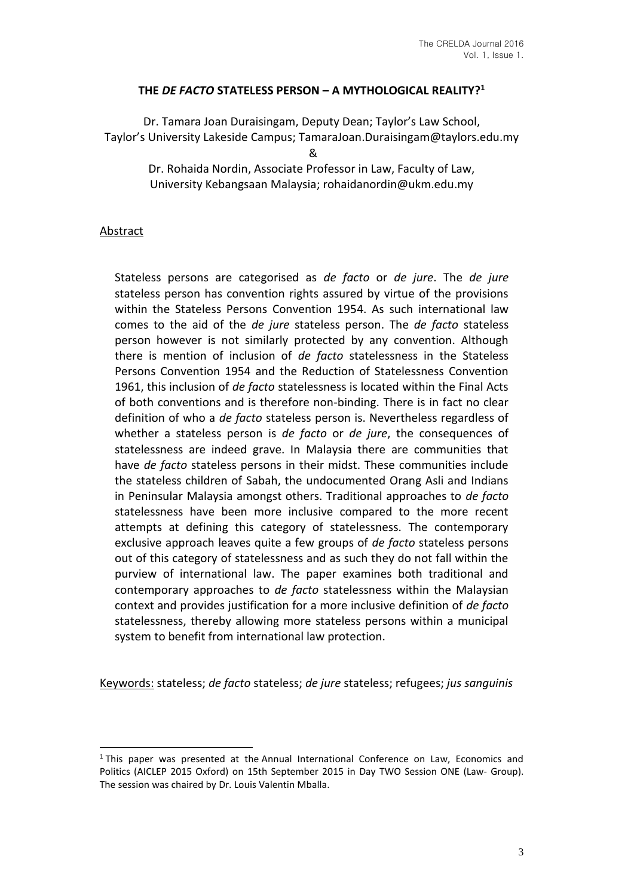# THE *DE FACTO* STATELESS PERSON – A MYTHOLOGICAL REALITY?[1]

Dr. Tamara Joan Duraisingam, Deputy Dean; Taylor's Law School, Taylor's University Lakeside Campus; TamaraJoan.Duraisingam@taylors.edu.my

&

Dr. Rohaida Nordin, Associate Professor in Law, Faculty of Law, University Kebangsaan Malaysia; rohaidanordin@ukm.edu.my

## Abstract

Stateless persons are categorised as *de facto* or *de jure*. The *de jure* stateless person has convention rights assured by virtue of the provisions within the Stateless Persons Convention 1954. As such international law comes to the aid of the *de jure* stateless person. The *de facto* stateless person however is not similarly protected by any convention. Although there is mention of inclusion of *de facto* statelessness in the Stateless Persons Convention 1954 and the Reduction of Statelessness Convention 1961, this inclusion of *de facto* statelessness is located within the Final Acts of both conventions and is therefore non-binding. There is in fact no clear definition of who a *de facto* stateless person is. Nevertheless regardless of whether a stateless person is *de facto* or *de jure*, the consequences of statelessness are indeed grave. In Malaysia there are communities that have *de facto* stateless persons in their midst. These communities include the stateless children of Sabah, the undocumented Orang Asli and Indians in Peninsular Malaysia amongst others. Traditional approaches to *de facto* statelessness have been more inclusive compared to the more recent attempts at defining this category of statelessness. The contemporary exclusive approach leaves quite a few groups of *de facto* stateless persons out of this category of statelessness and as such they do not fall within the purview of international law. The paper examines both traditional and contemporary approaches to *de facto* statelessness within the Malaysian context and provides justification for a more inclusive definition of *de facto* statelessness, thereby allowing more stateless persons within a municipal system to benefit from international law protection.

Keywords: stateless; *de facto* stateless; *de jure* stateless; refugees; *jus sanguinis*

---

[1] This paper was presented at the Annual International Conference on Law, Economics and Politics (AICLEP 2015 Oxford) on 15th September 2015 in Day TWO Session ONE (Law- Group). The session was chaired by Dr. Louis Valentin Mballa.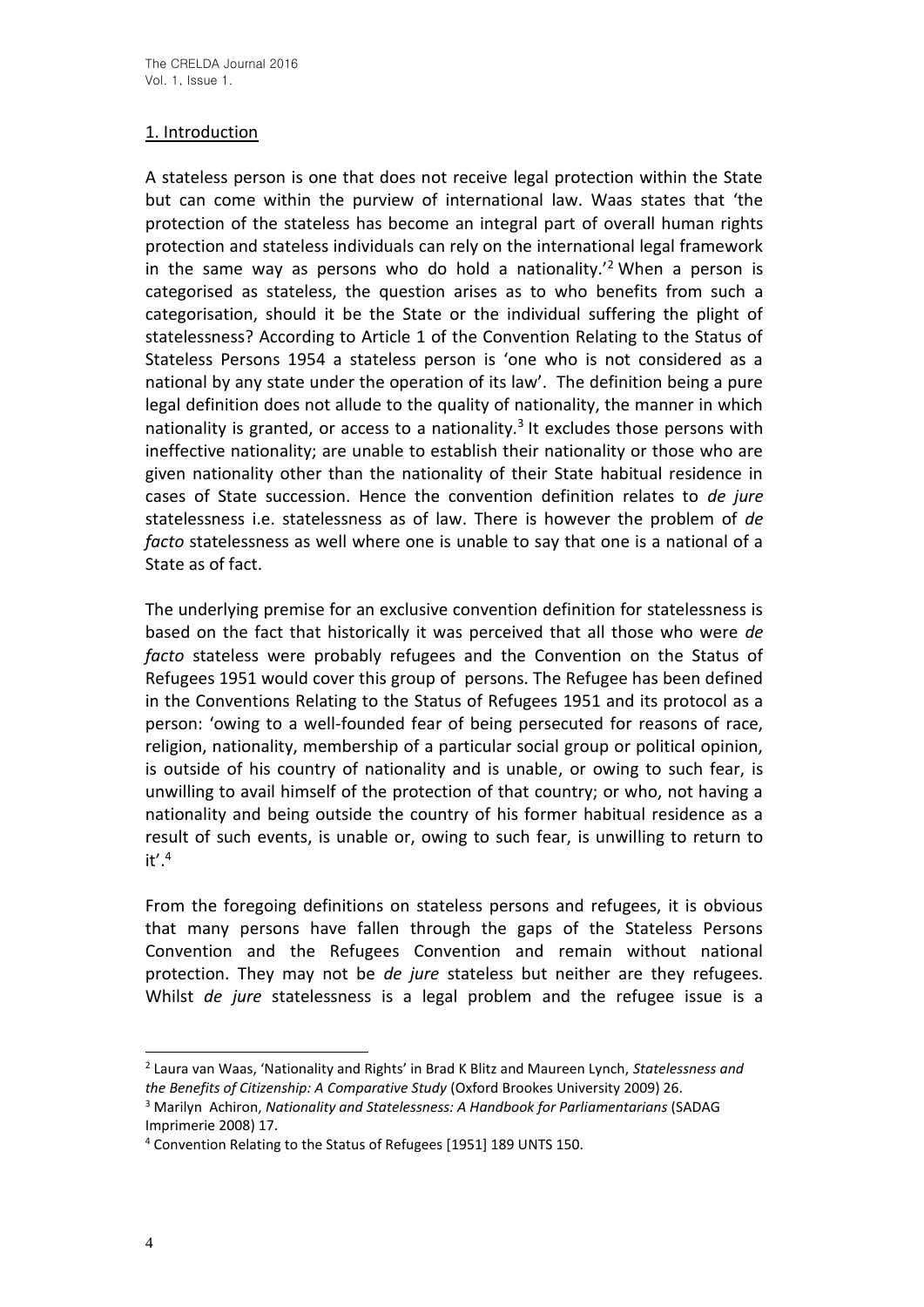## 1. Introduction

A stateless person is one that does not receive legal protection within the State but can come within the purview of international law. Waas states that 'the protection of the stateless has become an integral part of overall human rights protection and stateless individuals can rely on the international legal framework in the same way as persons who do hold a nationality.'[2] When a person is categorised as stateless, the question arises as to who benefits from such a categorisation, should it be the State or the individual suffering the plight of statelessness? According to Article 1 of the Convention Relating to the Status of Stateless Persons 1954 a stateless person is 'one who is not considered as a national by any state under the operation of its law'. The definition being a pure legal definition does not allude to the quality of nationality, the manner in which nationality is granted, or access to a nationality.[3] It excludes those persons with ineffective nationality; are unable to establish their nationality or those who are given nationality other than the nationality of their State habitual residence in cases of State succession. Hence the convention definition relates to *de jure* statelessness i.e. statelessness as of law. There is however the problem of *de facto* statelessness as well where one is unable to say that one is a national of a State as of fact.

The underlying premise for an exclusive convention definition for statelessness is based on the fact that historically it was perceived that all those who were *de facto* stateless were probably refugees and the Convention on the Status of Refugees 1951 would cover this group of persons. The Refugee has been defined in the Conventions Relating to the Status of Refugees 1951 and its protocol as a person: 'owing to a well-founded fear of being persecuted for reasons of race, religion, nationality, membership of a particular social group or political opinion, is outside of his country of nationality and is unable, or owing to such fear, is unwilling to avail himself of the protection of that country; or who, not having a nationality and being outside the country of his former habitual residence as a result of such events, is unable or, owing to such fear, is unwilling to return to it'.[4]

From the foregoing definitions on stateless persons and refugees, it is obvious that many persons have fallen through the gaps of the Stateless Persons Convention and the Refugees Convention and remain without national protection. They may not be *de jure* stateless but neither are they refugees. Whilst *de jure* statelessness is a legal problem and the refugee issue is a

---

[2] Laura van Waas, 'Nationality and Rights' in Brad K Blitz and Maureen Lynch, *Statelessness and the Benefits of Citizenship: A Comparative Study* (Oxford Brookes University 2009) 26.

[3] Marilyn Achiron, *Nationality and Statelessness: A Handbook for Parliamentarians* (SADAG Imprimerie 2008) 17.

[4] Convention Relating to the Status of Refugees [1951] 189 UNTS 150.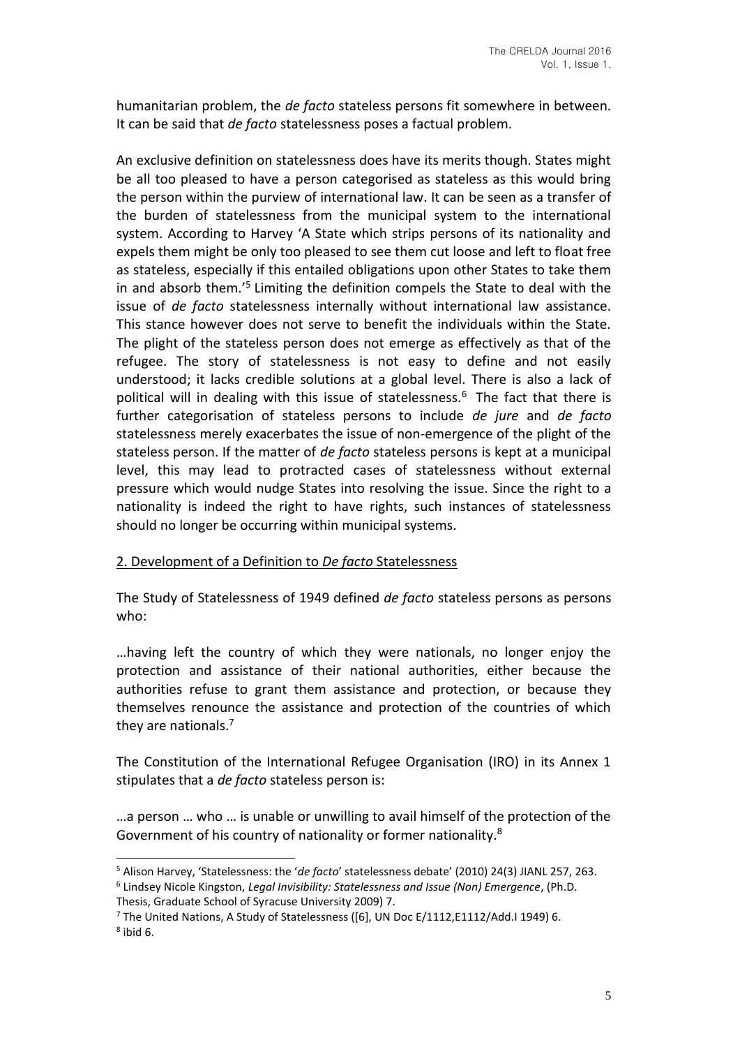humanitarian problem, the *de facto* stateless persons fit somewhere in between. It can be said that *de facto* statelessness poses a factual problem.

An exclusive definition on statelessness does have its merits though. States might be all too pleased to have a person categorised as stateless as this would bring the person within the purview of international law. It can be seen as a transfer of the burden of statelessness from the municipal system to the international system. According to Harvey 'A State which strips persons of its nationality and expels them might be only too pleased to see them cut loose and left to float free as stateless, especially if this entailed obligations upon other States to take them in and absorb them.'[5] Limiting the definition compels the State to deal with the issue of *de facto* statelessness internally without international law assistance. This stance however does not serve to benefit the individuals within the State. The plight of the stateless person does not emerge as effectively as that of the refugee. The story of statelessness is not easy to define and not easily understood; it lacks credible solutions at a global level. There is also a lack of political will in dealing with this issue of statelessness.[6] The fact that there is further categorisation of stateless persons to include *de jure* and *de facto* statelessness merely exacerbates the issue of non-emergence of the plight of the stateless person. If the matter of *de facto* stateless persons is kept at a municipal level, this may lead to protracted cases of statelessness without external pressure which would nudge States into resolving the issue. Since the right to a nationality is indeed the right to have rights, such instances of statelessness should no longer be occurring within municipal systems.

## 2. Development of a Definition to *De facto* Statelessness

The Study of Statelessness of 1949 defined *de facto* stateless persons as persons who:

…having left the country of which they were nationals, no longer enjoy the protection and assistance of their national authorities, either because the authorities refuse to grant them assistance and protection, or because they themselves renounce the assistance and protection of the countries of which they are nationals.[7]

The Constitution of the International Refugee Organisation (IRO) in its Annex 1 stipulates that a *de facto* stateless person is:

…a person … who … is unable or unwilling to avail himself of the protection of the Government of his country of nationality or former nationality.[8]

---

[5] Alison Harvey, 'Statelessness: the '*de facto*' statelessness debate' (2010) 24(3) JIANL 257, 263.

[6] Lindsey Nicole Kingston, *Legal Invisibility: Statelessness and Issue (Non) Emergence*, (Ph.D. Thesis, Graduate School of Syracuse University 2009) 7.

[7] The United Nations, A Study of Statelessness ([6], UN Doc E/1112,E1112/Add.I 1949) 6.

[8] ibid 6.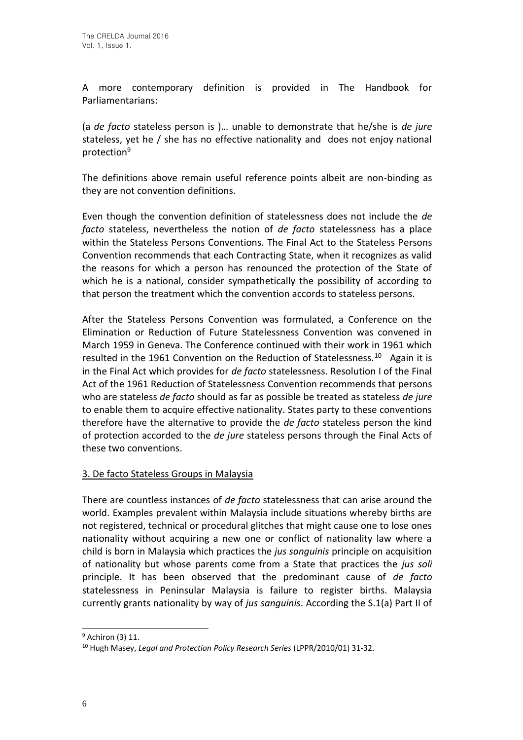A more contemporary definition is provided in The Handbook for Parliamentarians:

(a *de facto* stateless person is )… unable to demonstrate that he/she is *de jure* stateless, yet he / she has no effective nationality and does not enjoy national protection[9]

The definitions above remain useful reference points albeit are non-binding as they are not convention definitions.

Even though the convention definition of statelessness does not include the *de facto* stateless, nevertheless the notion of *de facto* statelessness has a place within the Stateless Persons Conventions. The Final Act to the Stateless Persons Convention recommends that each Contracting State, when it recognizes as valid the reasons for which a person has renounced the protection of the State of which he is a national, consider sympathetically the possibility of according to that person the treatment which the convention accords to stateless persons.

After the Stateless Persons Convention was formulated, a Conference on the Elimination or Reduction of Future Statelessness Convention was convened in March 1959 in Geneva. The Conference continued with their work in 1961 which resulted in the 1961 Convention on the Reduction of Statelessness.[10] Again it is in the Final Act which provides for *de facto* statelessness. Resolution I of the Final Act of the 1961 Reduction of Statelessness Convention recommends that persons who are stateless *de facto* should as far as possible be treated as stateless *de jure* to enable them to acquire effective nationality. States party to these conventions therefore have the alternative to provide the *de facto* stateless person the kind of protection accorded to the *de jure* stateless persons through the Final Acts of these two conventions.

## 3. De facto Stateless Groups in Malaysia

There are countless instances of *de facto* statelessness that can arise around the world. Examples prevalent within Malaysia include situations whereby births are not registered, technical or procedural glitches that might cause one to lose ones nationality without acquiring a new one or conflict of nationality law where a child is born in Malaysia which practices the *jus sanguinis* principle on acquisition of nationality but whose parents come from a State that practices the *jus soli* principle. It has been observed that the predominant cause of *de facto* statelessness in Peninsular Malaysia is failure to register births. Malaysia currently grants nationality by way of *jus sanguinis*. According the S.1(a) Part II of

---

[9] Achiron (3) 11.

[10] Hugh Masey, *Legal and Protection Policy Research Series* (LPPR/2010/01) 31-32.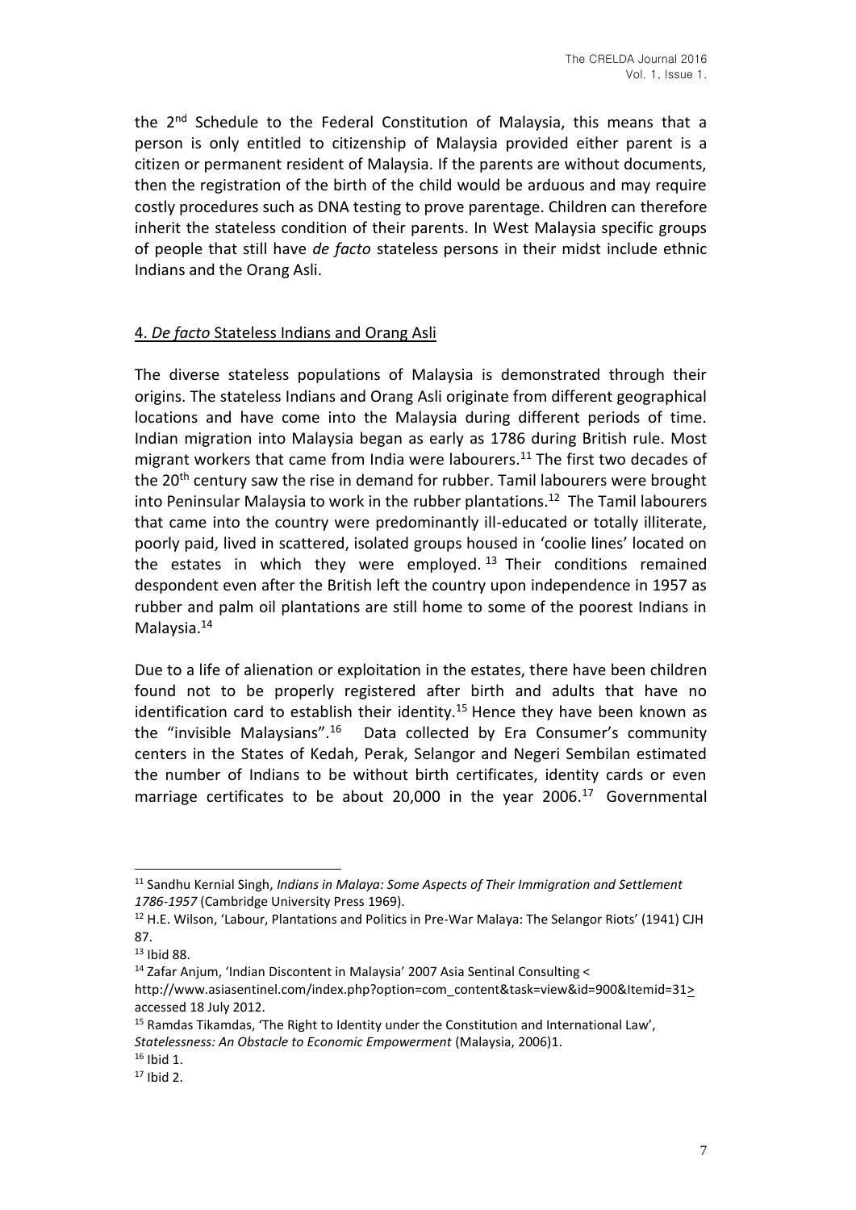the 2nd Schedule to the Federal Constitution of Malaysia, this means that a person is only entitled to citizenship of Malaysia provided either parent is a citizen or permanent resident of Malaysia. If the parents are without documents, then the registration of the birth of the child would be arduous and may require costly procedures such as DNA testing to prove parentage. Children can therefore inherit the stateless condition of their parents. In West Malaysia specific groups of people that still have *de facto* stateless persons in their midst include ethnic Indians and the Orang Asli.

## 4. *De facto* Stateless Indians and Orang Asli

The diverse stateless populations of Malaysia is demonstrated through their origins. The stateless Indians and Orang Asli originate from different geographical locations and have come into the Malaysia during different periods of time. Indian migration into Malaysia began as early as 1786 during British rule. Most migrant workers that came from India were labourers.[11] The first two decades of the 20th century saw the rise in demand for rubber. Tamil labourers were brought into Peninsular Malaysia to work in the rubber plantations.[12] The Tamil labourers that came into the country were predominantly ill-educated or totally illiterate, poorly paid, lived in scattered, isolated groups housed in 'coolie lines' located on the estates in which they were employed.[13] Their conditions remained despondent even after the British left the country upon independence in 1957 as rubber and palm oil plantations are still home to some of the poorest Indians in Malaysia.[14]

Due to a life of alienation or exploitation in the estates, there have been children found not to be properly registered after birth and adults that have no identification card to establish their identity.[15] Hence they have been known as the "invisible Malaysians".[16] Data collected by Era Consumer's community centers in the States of Kedah, Perak, Selangor and Negeri Sembilan estimated the number of Indians to be without birth certificates, identity cards or even marriage certificates to be about 20,000 in the year 2006.[17] Governmental

---

[11] Sandhu Kernial Singh, *Indians in Malaya: Some Aspects of Their Immigration and Settlement 1786-1957* (Cambridge University Press 1969).

[12] H.E. Wilson, 'Labour, Plantations and Politics in Pre-War Malaya: The Selangor Riots' (1941) CJH 87.

[13] Ibid 88.

[14] Zafar Anjum, 'Indian Discontent in Malaysia' 2007 Asia Sentinal Consulting < http://www.asiasentinel.com/index.php?option=com_content&task=view&id=900&Itemid=31> accessed 18 July 2012.

[15] Ramdas Tikamdas, 'The Right to Identity under the Constitution and International Law', *Statelessness: An Obstacle to Economic Empowerment* (Malaysia, 2006)1.

[16] Ibid 1.

[17] Ibid 2.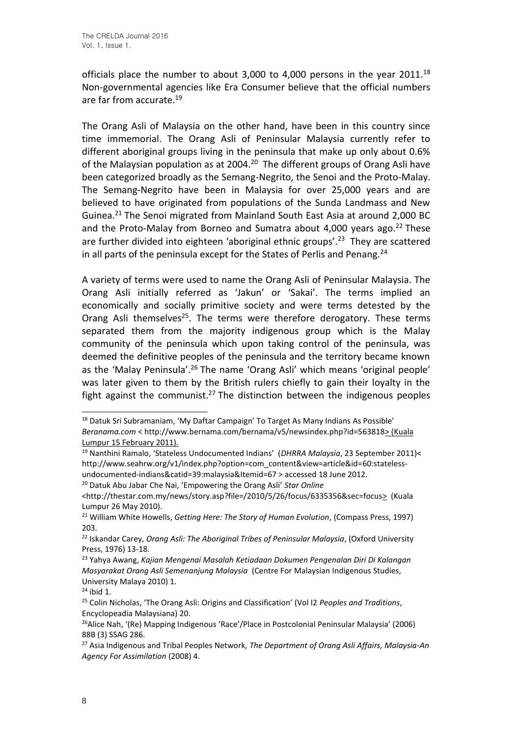officials place the number to about 3,000 to 4,000 persons in the year 2011.[18] Non-governmental agencies like Era Consumer believe that the official numbers are far from accurate.[19]

The Orang Asli of Malaysia on the other hand, have been in this country since time immemorial. The Orang Asli of Peninsular Malaysia currently refer to different aboriginal groups living in the peninsula that make up only about 0.6% of the Malaysian population as at 2004.[20] The different groups of Orang Asli have been categorized broadly as the Semang-Negrito, the Senoi and the Proto-Malay. The Semang-Negrito have been in Malaysia for over 25,000 years and are believed to have originated from populations of the Sunda Landmass and New Guinea.[21] The Senoi migrated from Mainland South East Asia at around 2,000 BC and the Proto-Malay from Borneo and Sumatra about 4,000 years ago.[22] These are further divided into eighteen 'aboriginal ethnic groups'.[23] They are scattered in all parts of the peninsula except for the States of Perlis and Penang.[24]

A variety of terms were used to name the Orang Asli of Peninsular Malaysia. The Orang Asli initially referred as 'Jakun' or 'Sakai'. The terms implied an economically and socially primitive society and were terms detested by the Orang Asli themselves[25]. The terms were therefore derogatory. These terms separated them from the majority indigenous group which is the Malay community of the peninsula which upon taking control of the peninsula, was deemed the definitive peoples of the peninsula and the territory became known as the 'Malay Peninsula'.[26] The name 'Orang Asli' which means 'original people' was later given to them by the British rulers chiefly to gain their loyalty in the fight against the communist.[27] The distinction between the indigenous peoples

---

[18] Datuk Sri Subramaniam, 'My Daftar Campaign' To Target As Many Indians As Possible' *Beranama.com* < http://www.bernama.com/bernama/v5/newsindex.php?id=563818> (Kuala Lumpur 15 February 2011).

[19] Nanthini Ramalo, 'Stateless Undocumented Indians' (*DHRRA Malaysia*, 23 September 2011)< http://www.seahrw.org/v1/index.php?option=com_content&view=article&id=60:stateless-undocumented-indians&catid=39:malaysia&Itemid=67 > accessed 18 June 2012.

[20] Datuk Abu Jabar Che Nai, 'Empowering the Orang Asli' *Star Online* <http://thestar.com.my/news/story.asp?file=/2010/5/26/focus/6335356&sec=focus> (Kuala Lumpur 26 May 2010).

[21] William White Howells, *Getting Here: The Story of Human Evolution*, (Compass Press, 1997) 203.

[22] Iskandar Carey, *Orang Asli: The Aboriginal Tribes of Peninsular Malaysia*, (Oxford University Press, 1976) 13-18.

[23] Yahya Awang, *Kajian Mengenai Masalah Ketiadaan Dokumen Pengenalan Diri Di Kalangan Masyarakat Orang Asli Semenanjung Malaysia* (Centre For Malaysian Indigenous Studies, University Malaya 2010) 1.

[24] ibid 1.

[25] Colin Nicholas, 'The Orang Asli: Origins and Classification' (Vol I2 *Peoples and Traditions*, Encyclopeadia Malaysiana) 20.

[26] Alice Nah, '(Re) Mapping Indigenous 'Race'/Place in Postcolonial Peninsular Malaysia' (2006) 88B (3) SSAG 286.

[27] Asia Indigenous and Tribal Peoples Network, *The Department of Orang Asli Affairs, Malaysia-An Agency For Assimilation* (2008) 4.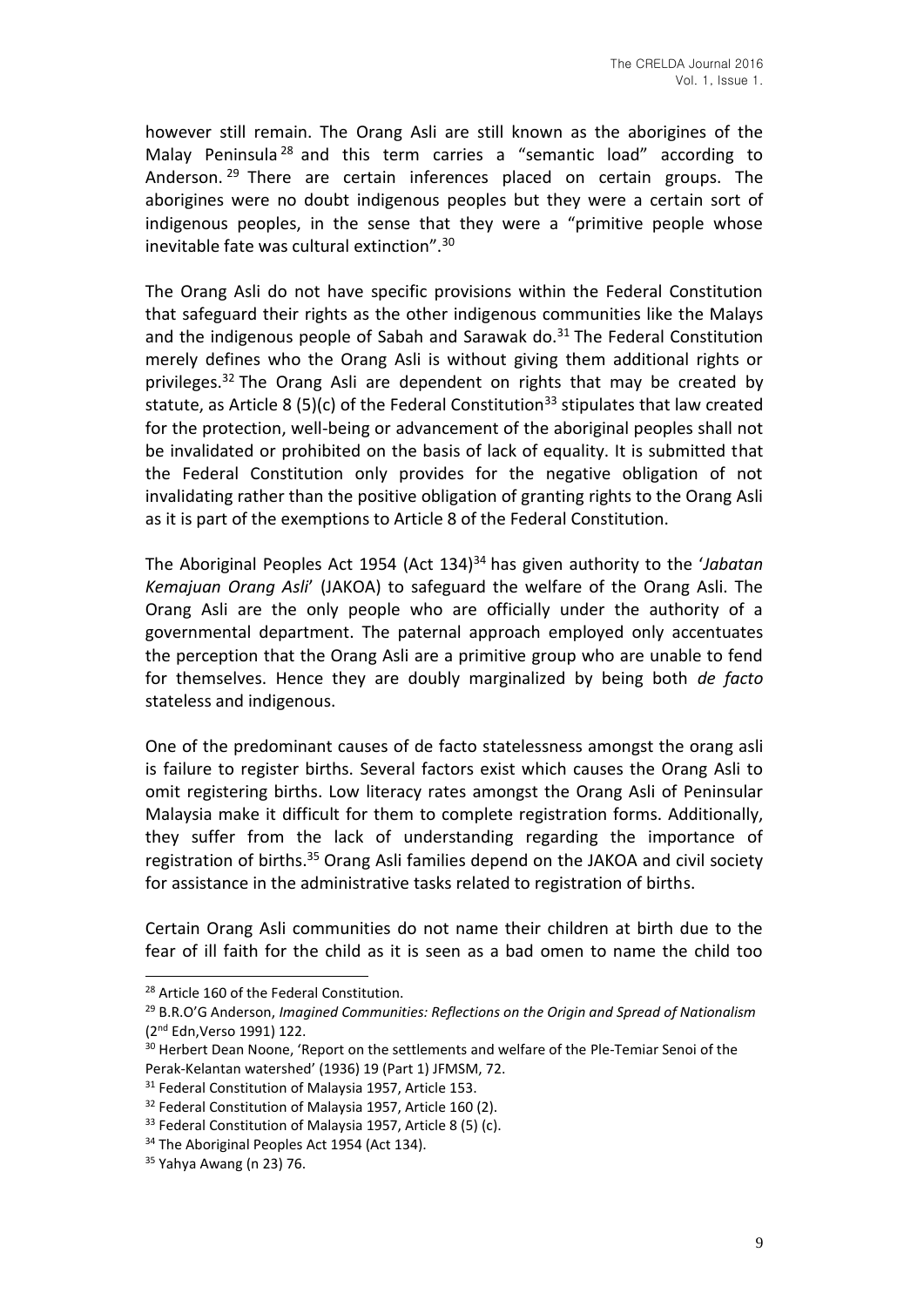however still remain. The Orang Asli are still known as the aborigines of the Malay Peninsula[28] and this term carries a "semantic load" according to Anderson.[29] There are certain inferences placed on certain groups. The aborigines were no doubt indigenous peoples but they were a certain sort of indigenous peoples, in the sense that they were a "primitive people whose inevitable fate was cultural extinction".[30]

The Orang Asli do not have specific provisions within the Federal Constitution that safeguard their rights as the other indigenous communities like the Malays and the indigenous people of Sabah and Sarawak do.[31] The Federal Constitution merely defines who the Orang Asli is without giving them additional rights or privileges.[32] The Orang Asli are dependent on rights that may be created by statute, as Article 8 (5)(c) of the Federal Constitution[33] stipulates that law created for the protection, well-being or advancement of the aboriginal peoples shall not be invalidated or prohibited on the basis of lack of equality. It is submitted that the Federal Constitution only provides for the negative obligation of not invalidating rather than the positive obligation of granting rights to the Orang Asli as it is part of the exemptions to Article 8 of the Federal Constitution.

The Aboriginal Peoples Act 1954 (Act 134)[34] has given authority to the '*Jabatan Kemajuan Orang Asli*' (JAKOA) to safeguard the welfare of the Orang Asli. The Orang Asli are the only people who are officially under the authority of a governmental department. The paternal approach employed only accentuates the perception that the Orang Asli are a primitive group who are unable to fend for themselves. Hence they are doubly marginalized by being both *de facto* stateless and indigenous.

One of the predominant causes of de facto statelessness amongst the orang asli is failure to register births. Several factors exist which causes the Orang Asli to omit registering births. Low literacy rates amongst the Orang Asli of Peninsular Malaysia make it difficult for them to complete registration forms. Additionally, they suffer from the lack of understanding regarding the importance of registration of births.[35] Orang Asli families depend on the JAKOA and civil society for assistance in the administrative tasks related to registration of births.

Certain Orang Asli communities do not name their children at birth due to the fear of ill faith for the child as it is seen as a bad omen to name the child too

---

[28] Article 160 of the Federal Constitution.

[29] B.R.O'G Anderson, *Imagined Communities: Reflections on the Origin and Spread of Nationalism* (2nd Edn,Verso 1991) 122.

[30] Herbert Dean Noone, 'Report on the settlements and welfare of the Ple-Temiar Senoi of the Perak-Kelantan watershed' (1936) 19 (Part 1) JFMSM, 72.

[31] Federal Constitution of Malaysia 1957, Article 153.

[32] Federal Constitution of Malaysia 1957, Article 160 (2).

[33] Federal Constitution of Malaysia 1957, Article 8 (5) (c).

[34] The Aboriginal Peoples Act 1954 (Act 134).

[35] Yahya Awang (n 23) 76.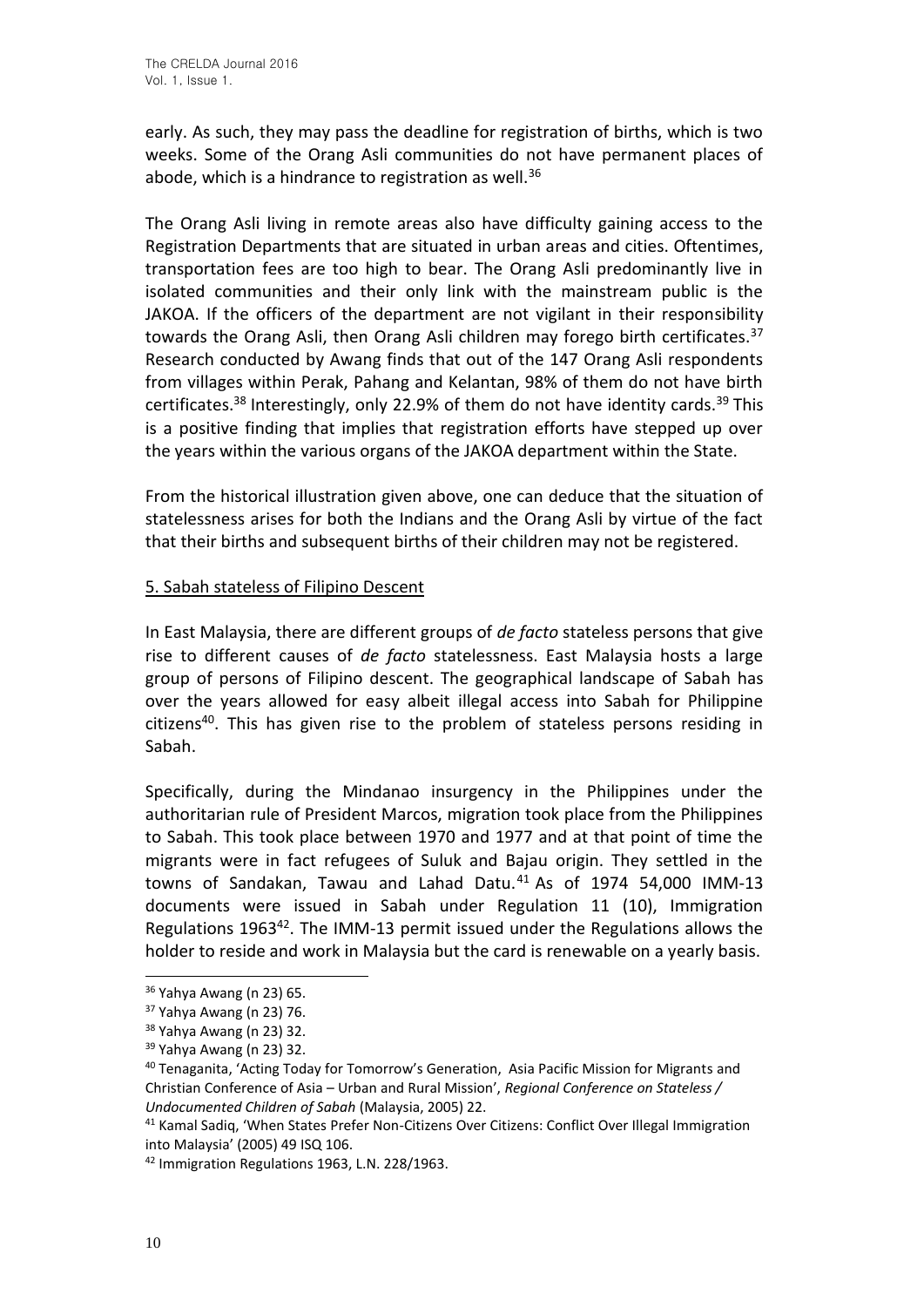early. As such, they may pass the deadline for registration of births, which is two weeks. Some of the Orang Asli communities do not have permanent places of abode, which is a hindrance to registration as well.[36]

The Orang Asli living in remote areas also have difficulty gaining access to the Registration Departments that are situated in urban areas and cities. Oftentimes, transportation fees are too high to bear. The Orang Asli predominantly live in isolated communities and their only link with the mainstream public is the JAKOA. If the officers of the department are not vigilant in their responsibility towards the Orang Asli, then Orang Asli children may forego birth certificates.[37] Research conducted by Awang finds that out of the 147 Orang Asli respondents from villages within Perak, Pahang and Kelantan, 98% of them do not have birth certificates.[38] Interestingly, only 22.9% of them do not have identity cards.[39] This is a positive finding that implies that registration efforts have stepped up over the years within the various organs of the JAKOA department within the State.

From the historical illustration given above, one can deduce that the situation of statelessness arises for both the Indians and the Orang Asli by virtue of the fact that their births and subsequent births of their children may not be registered.

## 5. Sabah stateless of Filipino Descent

In East Malaysia, there are different groups of *de facto* stateless persons that give rise to different causes of *de facto* statelessness. East Malaysia hosts a large group of persons of Filipino descent. The geographical landscape of Sabah has over the years allowed for easy albeit illegal access into Sabah for Philippine citizens[40]. This has given rise to the problem of stateless persons residing in Sabah.

Specifically, during the Mindanao insurgency in the Philippines under the authoritarian rule of President Marcos, migration took place from the Philippines to Sabah. This took place between 1970 and 1977 and at that point of time the migrants were in fact refugees of Suluk and Bajau origin. They settled in the towns of Sandakan, Tawau and Lahad Datu.[41] As of 1974 54,000 IMM-13 documents were issued in Sabah under Regulation 11 (10), Immigration Regulations 1963[42]. The IMM-13 permit issued under the Regulations allows the holder to reside and work in Malaysia but the card is renewable on a yearly basis.

---

[36] Yahya Awang (n 23) 65.

[37] Yahya Awang (n 23) 76.

[38] Yahya Awang (n 23) 32.

[39] Yahya Awang (n 23) 32.

[40] Tenaganita, 'Acting Today for Tomorrow's Generation, Asia Pacific Mission for Migrants and Christian Conference of Asia – Urban and Rural Mission', *Regional Conference on Stateless / Undocumented Children of Sabah* (Malaysia, 2005) 22.

[41] Kamal Sadiq, 'When States Prefer Non-Citizens Over Citizens: Conflict Over Illegal Immigration into Malaysia' (2005) 49 ISQ 106.

[42] Immigration Regulations 1963, L.N. 228/1963.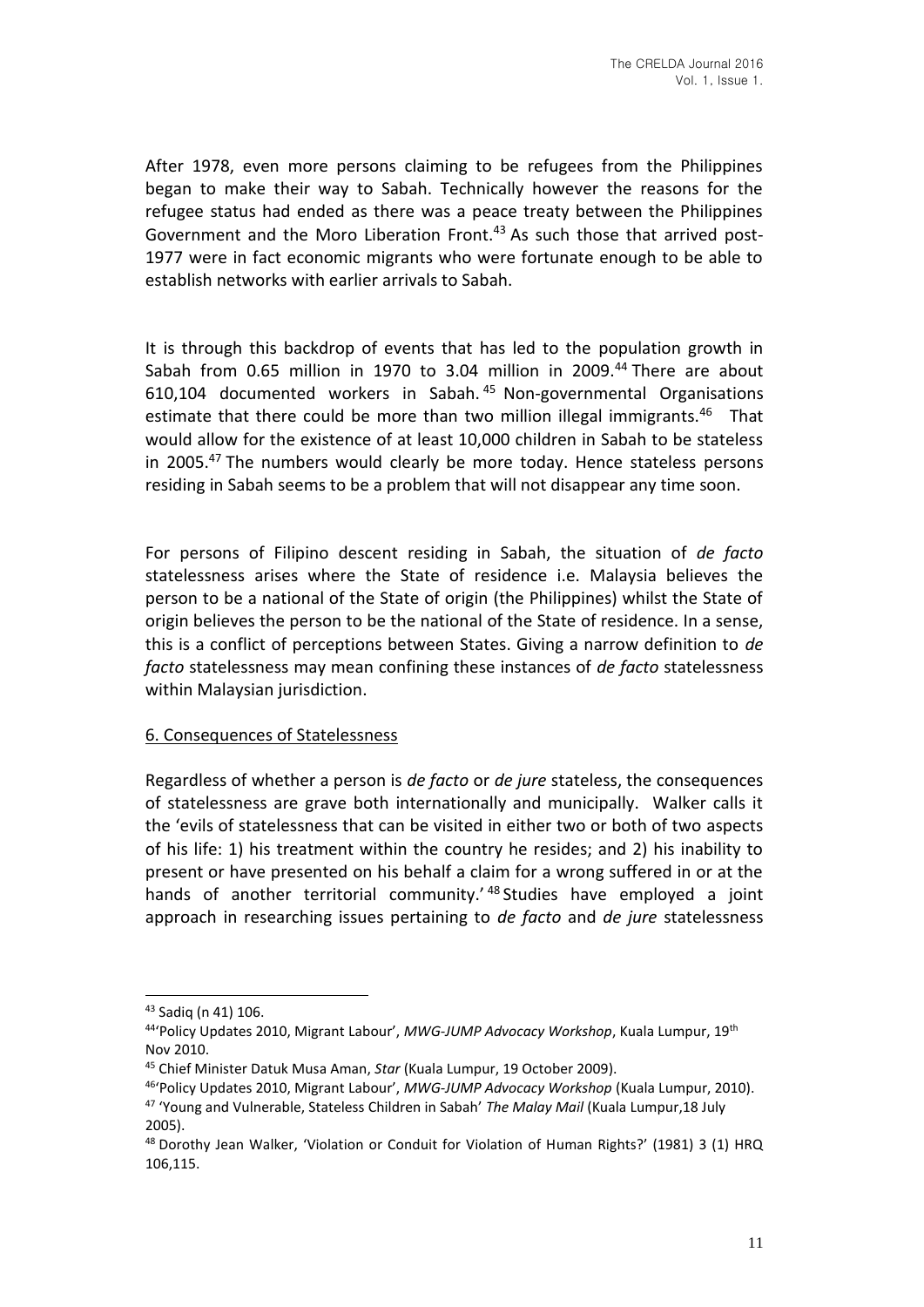After 1978, even more persons claiming to be refugees from the Philippines began to make their way to Sabah. Technically however the reasons for the refugee status had ended as there was a peace treaty between the Philippines Government and the Moro Liberation Front.[43] As such those that arrived post-1977 were in fact economic migrants who were fortunate enough to be able to establish networks with earlier arrivals to Sabah.

It is through this backdrop of events that has led to the population growth in Sabah from 0.65 million in 1970 to 3.04 million in 2009.[44] There are about 610,104 documented workers in Sabah.[45] Non-governmental Organisations estimate that there could be more than two million illegal immigrants.[46] That would allow for the existence of at least 10,000 children in Sabah to be stateless in 2005.[47] The numbers would clearly be more today. Hence stateless persons residing in Sabah seems to be a problem that will not disappear any time soon.

For persons of Filipino descent residing in Sabah, the situation of *de facto* statelessness arises where the State of residence i.e. Malaysia believes the person to be a national of the State of origin (the Philippines) whilst the State of origin believes the person to be the national of the State of residence. In a sense, this is a conflict of perceptions between States. Giving a narrow definition to *de facto* statelessness may mean confining these instances of *de facto* statelessness within Malaysian jurisdiction.

## 6. Consequences of Statelessness

Regardless of whether a person is *de facto* or *de jure* stateless, the consequences of statelessness are grave both internationally and municipally. Walker calls it the 'evils of statelessness that can be visited in either two or both of two aspects of his life: 1) his treatment within the country he resides; and 2) his inability to present or have presented on his behalf a claim for a wrong suffered in or at the hands of another territorial community.'[48] Studies have employed a joint approach in researching issues pertaining to *de facto* and *de jure* statelessness

---

[43] Sadiq (n 41) 106.

[44] 'Policy Updates 2010, Migrant Labour', *MWG-JUMP Advocacy Workshop*, Kuala Lumpur, 19th Nov 2010.

[45] Chief Minister Datuk Musa Aman, *Star* (Kuala Lumpur, 19 October 2009).

[46] 'Policy Updates 2010, Migrant Labour', *MWG-JUMP Advocacy Workshop* (Kuala Lumpur, 2010).

[47] 'Young and Vulnerable, Stateless Children in Sabah' *The Malay Mail* (Kuala Lumpur,18 July 2005).

[48] Dorothy Jean Walker, 'Violation or Conduit for Violation of Human Rights?' (1981) 3 (1) HRQ 106,115.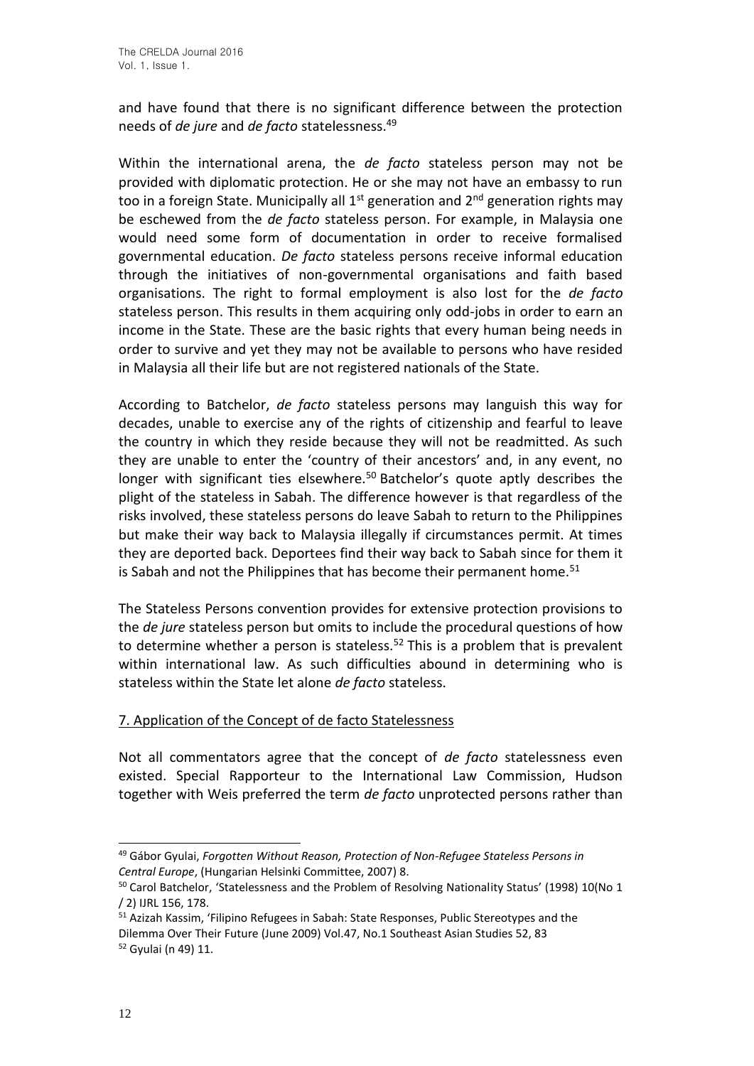and have found that there is no significant difference between the protection needs of *de jure* and *de facto* statelessness.[49]

Within the international arena, the *de facto* stateless person may not be provided with diplomatic protection. He or she may not have an embassy to run too in a foreign State. Municipally all 1st generation and 2nd generation rights may be eschewed from the *de facto* stateless person. For example, in Malaysia one would need some form of documentation in order to receive formalised governmental education. *De facto* stateless persons receive informal education through the initiatives of non-governmental organisations and faith based organisations. The right to formal employment is also lost for the *de facto* stateless person. This results in them acquiring only odd-jobs in order to earn an income in the State. These are the basic rights that every human being needs in order to survive and yet they may not be available to persons who have resided in Malaysia all their life but are not registered nationals of the State.

According to Batchelor, *de facto* stateless persons may languish this way for decades, unable to exercise any of the rights of citizenship and fearful to leave the country in which they reside because they will not be readmitted. As such they are unable to enter the 'country of their ancestors' and, in any event, no longer with significant ties elsewhere.[50] Batchelor's quote aptly describes the plight of the stateless in Sabah. The difference however is that regardless of the risks involved, these stateless persons do leave Sabah to return to the Philippines but make their way back to Malaysia illegally if circumstances permit. At times they are deported back. Deportees find their way back to Sabah since for them it is Sabah and not the Philippines that has become their permanent home.[51]

The Stateless Persons convention provides for extensive protection provisions to the *de jure* stateless person but omits to include the procedural questions of how to determine whether a person is stateless.[52] This is a problem that is prevalent within international law. As such difficulties abound in determining who is stateless within the State let alone *de facto* stateless.

## 7. Application of the Concept of de facto Statelessness

Not all commentators agree that the concept of *de facto* statelessness even existed. Special Rapporteur to the International Law Commission, Hudson together with Weis preferred the term *de facto* unprotected persons rather than

---

[49] Gábor Gyulai, *Forgotten Without Reason, Protection of Non-Refugee Stateless Persons in Central Europe*, (Hungarian Helsinki Committee, 2007) 8.

[50] Carol Batchelor, 'Statelessness and the Problem of Resolving Nationality Status' (1998) 10(No 1 / 2) IJRL 156, 178.

[51] Azizah Kassim, 'Filipino Refugees in Sabah: State Responses, Public Stereotypes and the Dilemma Over Their Future (June 2009) Vol.47, No.1 Southeast Asian Studies 52, 83

[52] Gyulai (n 49) 11.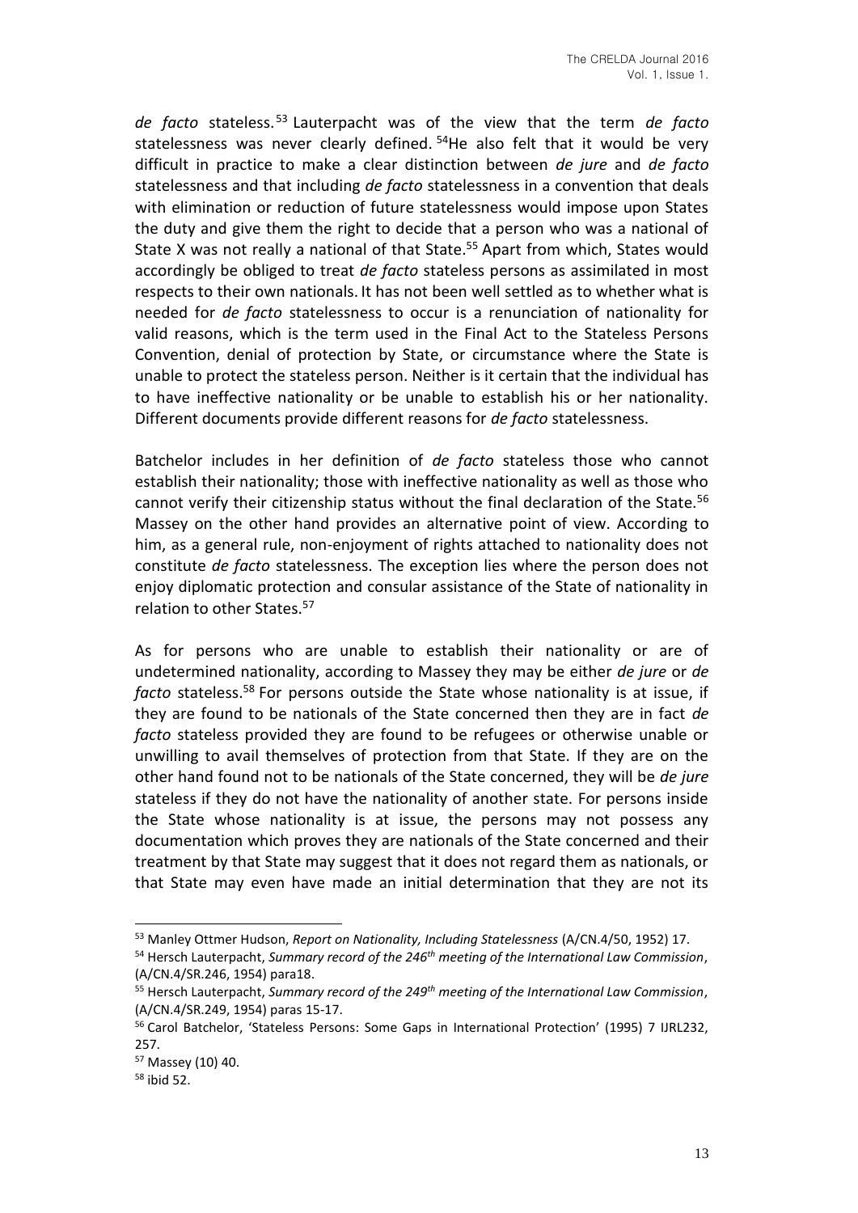*de facto* stateless.[53] Lauterpacht was of the view that the term *de facto* statelessness was never clearly defined.[54] He also felt that it would be very difficult in practice to make a clear distinction between *de jure* and *de facto* statelessness and that including *de facto* statelessness in a convention that deals with elimination or reduction of future statelessness would impose upon States the duty and give them the right to decide that a person who was a national of State X was not really a national of that State.[55] Apart from which, States would accordingly be obliged to treat *de facto* stateless persons as assimilated in most respects to their own nationals. It has not been well settled as to whether what is needed for *de facto* statelessness to occur is a renunciation of nationality for valid reasons, which is the term used in the Final Act to the Stateless Persons Convention, denial of protection by State, or circumstance where the State is unable to protect the stateless person. Neither is it certain that the individual has to have ineffective nationality or be unable to establish his or her nationality. Different documents provide different reasons for *de facto* statelessness.

Batchelor includes in her definition of *de facto* stateless those who cannot establish their nationality; those with ineffective nationality as well as those who cannot verify their citizenship status without the final declaration of the State.[56] Massey on the other hand provides an alternative point of view. According to him, as a general rule, non-enjoyment of rights attached to nationality does not constitute *de facto* statelessness. The exception lies where the person does not enjoy diplomatic protection and consular assistance of the State of nationality in relation to other States.[57]

As for persons who are unable to establish their nationality or are of undetermined nationality, according to Massey they may be either *de jure* or *de facto* stateless.[58] For persons outside the State whose nationality is at issue, if they are found to be nationals of the State concerned then they are in fact *de facto* stateless provided they are found to be refugees or otherwise unable or unwilling to avail themselves of protection from that State. If they are on the other hand found not to be nationals of the State concerned, they will be *de jure* stateless if they do not have the nationality of another state. For persons inside the State whose nationality is at issue, the persons may not possess any documentation which proves they are nationals of the State concerned and their treatment by that State may suggest that it does not regard them as nationals, or that State may even have made an initial determination that they are not its

---

[53] Manley Ottmer Hudson, *Report on Nationality, Including Statelessness* (A/CN.4/50, 1952) 17.

[54] Hersch Lauterpacht, *Summary record of the 246th meeting of the International Law Commission*, (A/CN.4/SR.246, 1954) para18.

[55] Hersch Lauterpacht, *Summary record of the 249th meeting of the International Law Commission*, (A/CN.4/SR.249, 1954) paras 15-17.

[56] Carol Batchelor, 'Stateless Persons: Some Gaps in International Protection' (1995) 7 IJRL232, 257.

[57] Massey (10) 40.

[58] ibid 52.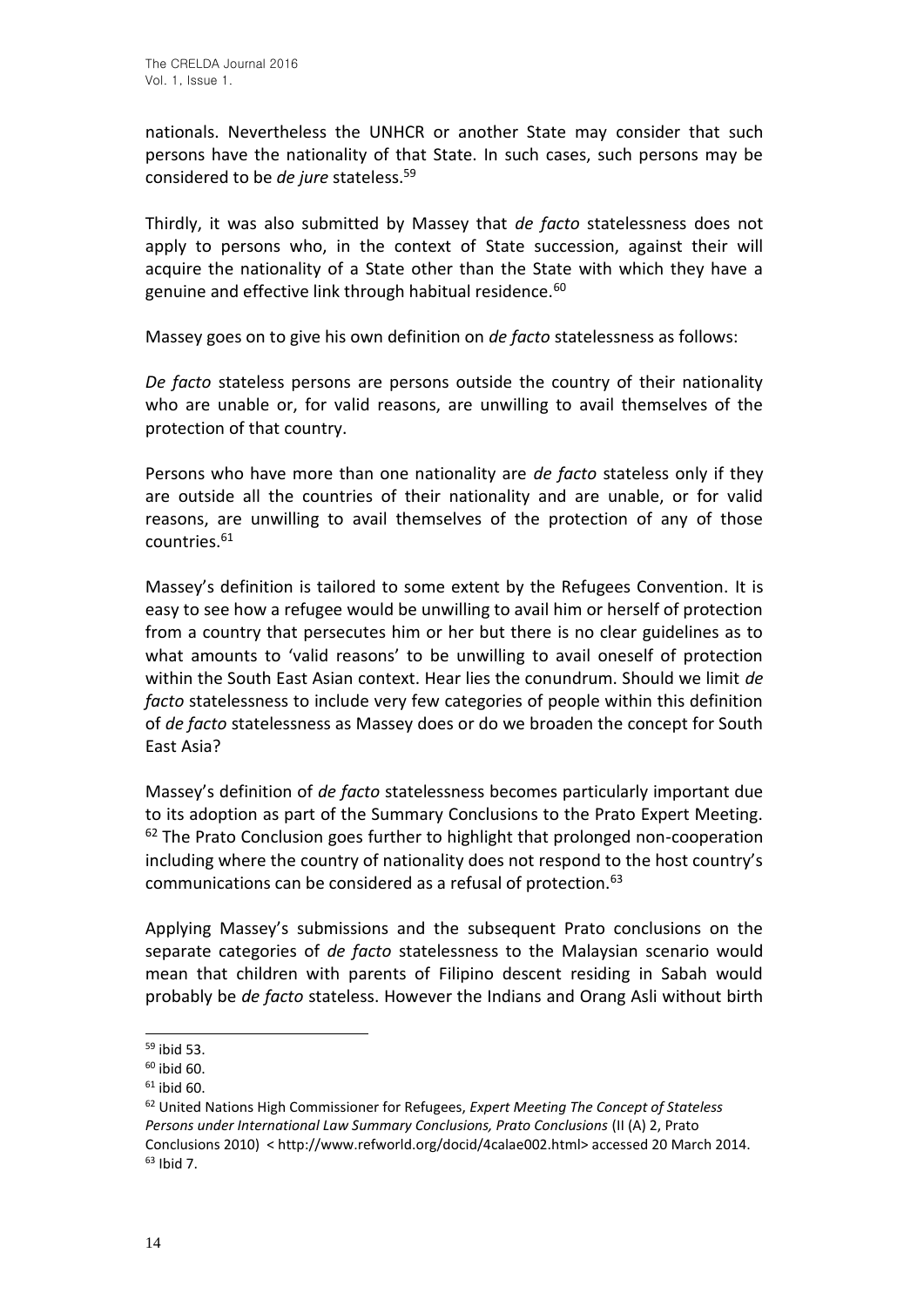nationals. Nevertheless the UNHCR or another State may consider that such persons have the nationality of that State. In such cases, such persons may be considered to be *de jure* stateless.[59]

Thirdly, it was also submitted by Massey that *de facto* statelessness does not apply to persons who, in the context of State succession, against their will acquire the nationality of a State other than the State with which they have a genuine and effective link through habitual residence.[60]

Massey goes on to give his own definition on *de facto* statelessness as follows:

*De facto* stateless persons are persons outside the country of their nationality who are unable or, for valid reasons, are unwilling to avail themselves of the protection of that country.

Persons who have more than one nationality are *de facto* stateless only if they are outside all the countries of their nationality and are unable, or for valid reasons, are unwilling to avail themselves of the protection of any of those countries.[61]

Massey's definition is tailored to some extent by the Refugees Convention. It is easy to see how a refugee would be unwilling to avail him or herself of protection from a country that persecutes him or her but there is no clear guidelines as to what amounts to 'valid reasons' to be unwilling to avail oneself of protection within the South East Asian context. Hear lies the conundrum. Should we limit *de facto* statelessness to include very few categories of people within this definition of *de facto* statelessness as Massey does or do we broaden the concept for South East Asia?

Massey's definition of *de facto* statelessness becomes particularly important due to its adoption as part of the Summary Conclusions to the Prato Expert Meeting.[62] The Prato Conclusion goes further to highlight that prolonged non-cooperation including where the country of nationality does not respond to the host country's communications can be considered as a refusal of protection.[63]

Applying Massey's submissions and the subsequent Prato conclusions on the separate categories of *de facto* statelessness to the Malaysian scenario would mean that children with parents of Filipino descent residing in Sabah would probably be *de facto* stateless. However the Indians and Orang Asli without birth

---

[59] ibid 53.

[60] ibid 60.

[61] ibid 60.

[62] United Nations High Commissioner for Refugees, *Expert Meeting The Concept of Stateless Persons under International Law Summary Conclusions, Prato Conclusions* (II (A) 2, Prato Conclusions 2010) < http://www.refworld.org/docid/4calae002.html> accessed 20 March 2014.

[63] Ibid 7.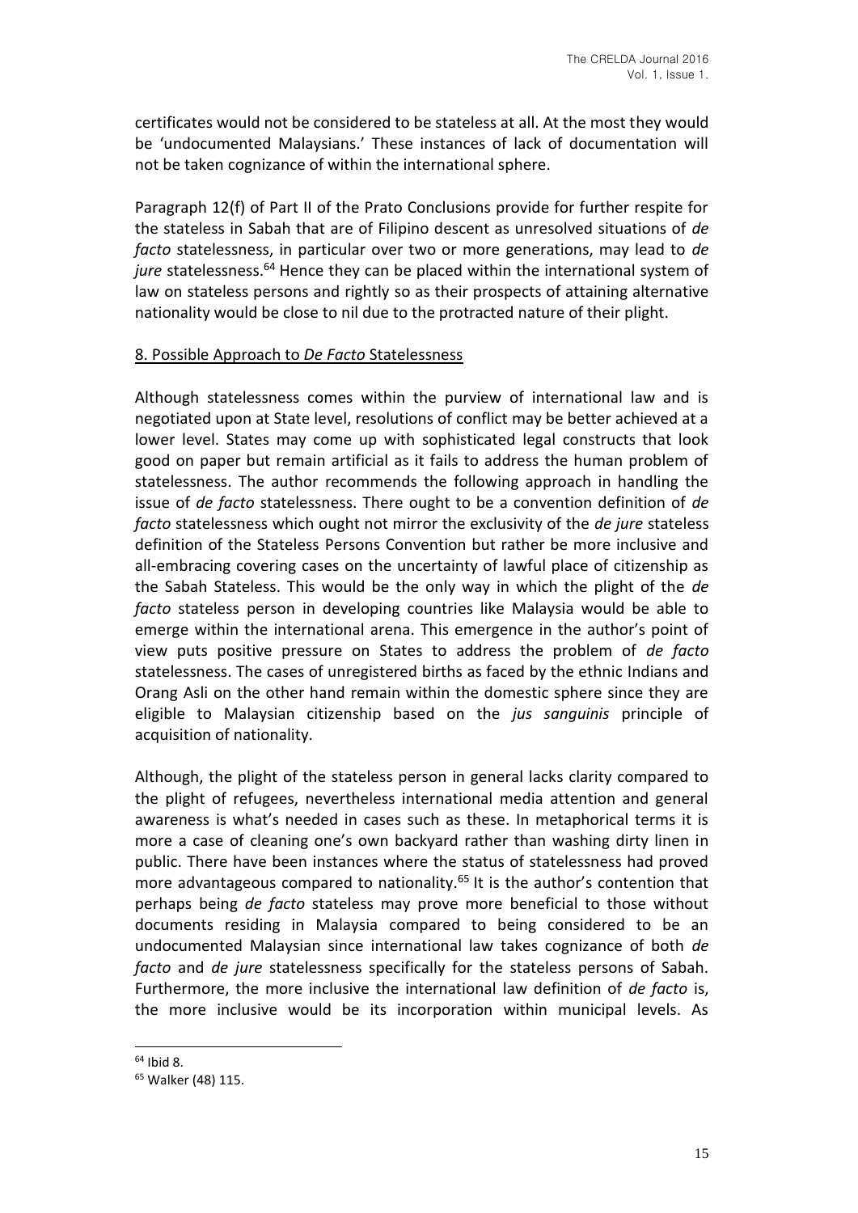certificates would not be considered to be stateless at all. At the most they would be 'undocumented Malaysians.' These instances of lack of documentation will not be taken cognizance of within the international sphere.

Paragraph 12(f) of Part II of the Prato Conclusions provide for further respite for the stateless in Sabah that are of Filipino descent as unresolved situations of *de facto* statelessness, in particular over two or more generations, may lead to *de jure* statelessness.[64] Hence they can be placed within the international system of law on stateless persons and rightly so as their prospects of attaining alternative nationality would be close to nil due to the protracted nature of their plight.

## 8. Possible Approach to *De Facto* Statelessness

Although statelessness comes within the purview of international law and is negotiated upon at State level, resolutions of conflict may be better achieved at a lower level. States may come up with sophisticated legal constructs that look good on paper but remain artificial as it fails to address the human problem of statelessness. The author recommends the following approach in handling the issue of *de facto* statelessness. There ought to be a convention definition of *de facto* statelessness which ought not mirror the exclusivity of the *de jure* stateless definition of the Stateless Persons Convention but rather be more inclusive and all-embracing covering cases on the uncertainty of lawful place of citizenship as the Sabah Stateless. This would be the only way in which the plight of the *de facto* stateless person in developing countries like Malaysia would be able to emerge within the international arena. This emergence in the author's point of view puts positive pressure on States to address the problem of *de facto* statelessness. The cases of unregistered births as faced by the ethnic Indians and Orang Asli on the other hand remain within the domestic sphere since they are eligible to Malaysian citizenship based on the *jus sanguinis* principle of acquisition of nationality.

Although, the plight of the stateless person in general lacks clarity compared to the plight of refugees, nevertheless international media attention and general awareness is what's needed in cases such as these. In metaphorical terms it is more a case of cleaning one's own backyard rather than washing dirty linen in public. There have been instances where the status of statelessness had proved more advantageous compared to nationality.[65] It is the author's contention that perhaps being *de facto* stateless may prove more beneficial to those without documents residing in Malaysia compared to being considered to be an undocumented Malaysian since international law takes cognizance of both *de facto* and *de jure* statelessness specifically for the stateless persons of Sabah. Furthermore, the more inclusive the international law definition of *de facto* is, the more inclusive would be its incorporation within municipal levels. As

---

[64] Ibid 8.

[65] Walker (48) 115.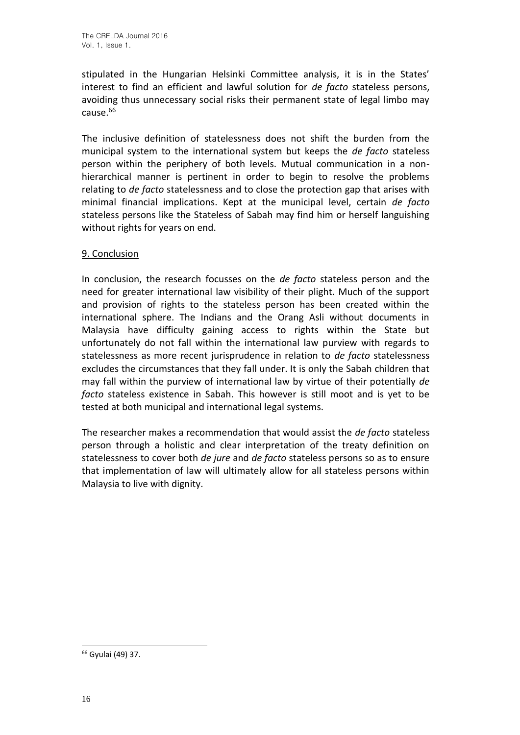stipulated in the Hungarian Helsinki Committee analysis, it is in the States' interest to find an efficient and lawful solution for *de facto* stateless persons, avoiding thus unnecessary social risks their permanent state of legal limbo may cause.[66]

The inclusive definition of statelessness does not shift the burden from the municipal system to the international system but keeps the *de facto* stateless person within the periphery of both levels. Mutual communication in a non-hierarchical manner is pertinent in order to begin to resolve the problems relating to *de facto* statelessness and to close the protection gap that arises with minimal financial implications. Kept at the municipal level, certain *de facto* stateless persons like the Stateless of Sabah may find him or herself languishing without rights for years on end.

## 9. Conclusion

In conclusion, the research focusses on the *de facto* stateless person and the need for greater international law visibility of their plight. Much of the support and provision of rights to the stateless person has been created within the international sphere. The Indians and the Orang Asli without documents in Malaysia have difficulty gaining access to rights within the State but unfortunately do not fall within the international law purview with regards to statelessness as more recent jurisprudence in relation to *de facto* statelessness excludes the circumstances that they fall under. It is only the Sabah children that may fall within the purview of international law by virtue of their potentially *de facto* stateless existence in Sabah. This however is still moot and is yet to be tested at both municipal and international legal systems.

The researcher makes a recommendation that would assist the *de facto* stateless person through a holistic and clear interpretation of the treaty definition on statelessness to cover both *de jure* and *de facto* stateless persons so as to ensure that implementation of law will ultimately allow for all stateless persons within Malaysia to live with dignity.

---

[66] Gyulai (49) 37.